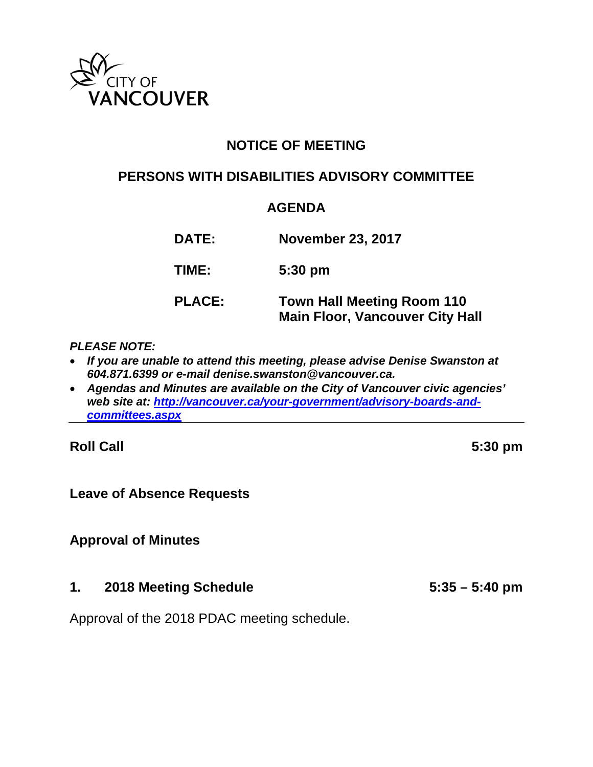CITY OF VANCOUVER

# NOTICE OF MEETING

## PERSONS WITH DISABILITIES ADVISORY COMMITTEE

## AGENDA

| | |
|---|---|
| **DATE:** | **November 23, 2017** |
| **TIME:** | **5:30 pm** |
| **PLACE:** | **Town Hall Meeting Room 110**<br>**Main Floor, Vancouver City Hall** |

***PLEASE NOTE:***

- ***If you are unable to attend this meeting, please advise Denise Swanston at 604.871.6399 or e-mail denise.swanston@vancouver.ca.***
- ***Agendas and Minutes are available on the City of Vancouver civic agencies' web site at: [http://vancouver.ca/your-government/advisory-boards-and-committees.aspx](http://vancouver.ca/your-government/advisory-boards-and-committees.aspx)***

---

**Roll Call** **5:30 pm**

**Leave of Absence Requests**

**Approval of Minutes**

**1. 2018 Meeting Schedule** **5:35 – 5:40 pm**

Approval of the 2018 PDAC meeting schedule.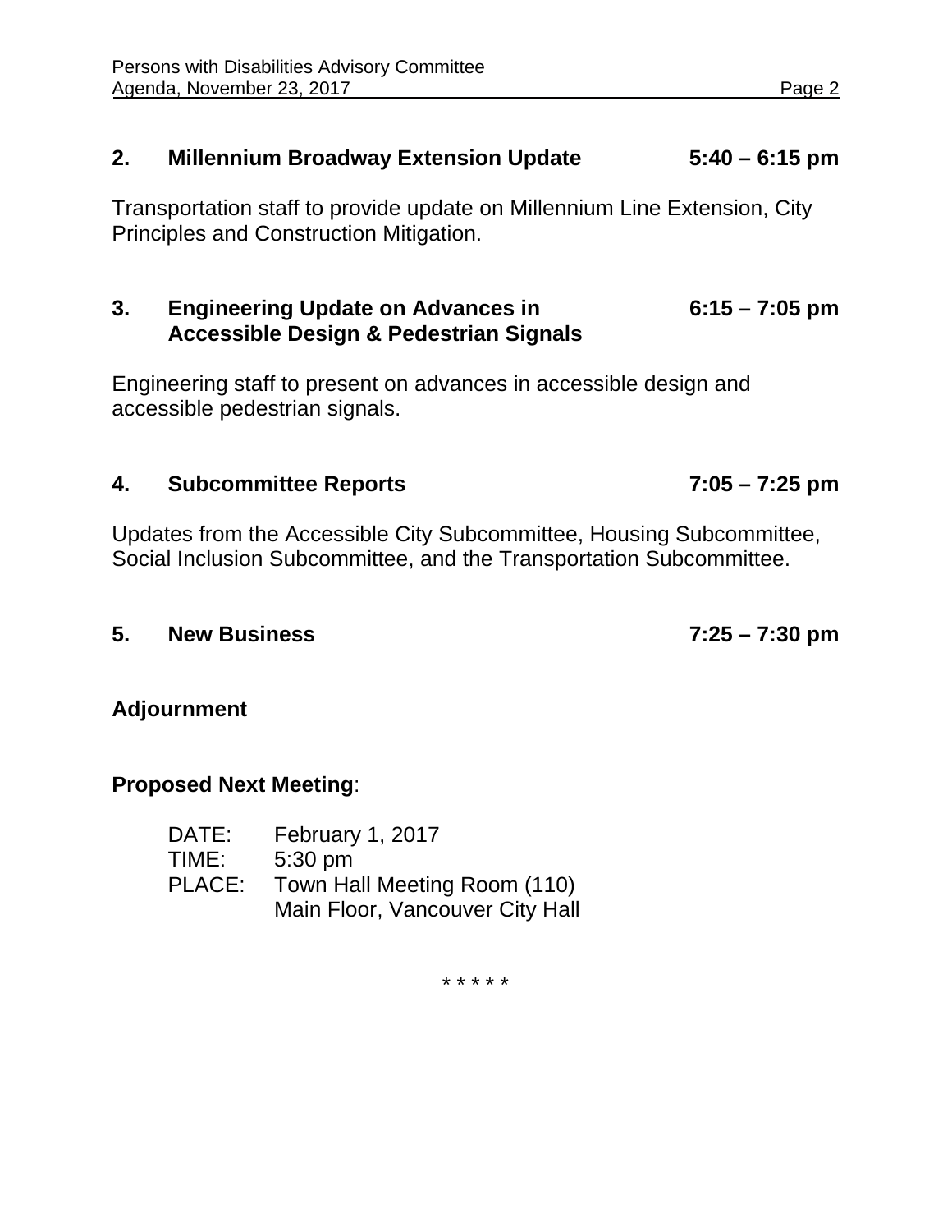**2. Millennium Broadway Extension Update 5:40 – 6:15 pm**

Transportation staff to provide update on Millennium Line Extension, City Principles and Construction Mitigation.

**3. Engineering Update on Advances in Accessible Design & Pedestrian Signals 6:15 – 7:05 pm**

Engineering staff to present on advances in accessible design and accessible pedestrian signals.

**4. Subcommittee Reports 7:05 – 7:25 pm**

Updates from the Accessible City Subcommittee, Housing Subcommittee, Social Inclusion Subcommittee, and the Transportation Subcommittee.

**5. New Business 7:25 – 7:30 pm**

**Adjournment**

**Proposed Next Meeting**:

DATE: February 1, 2017
TIME: 5:30 pm
PLACE: Town Hall Meeting Room (110)
Main Floor, Vancouver City Hall

* * * * *